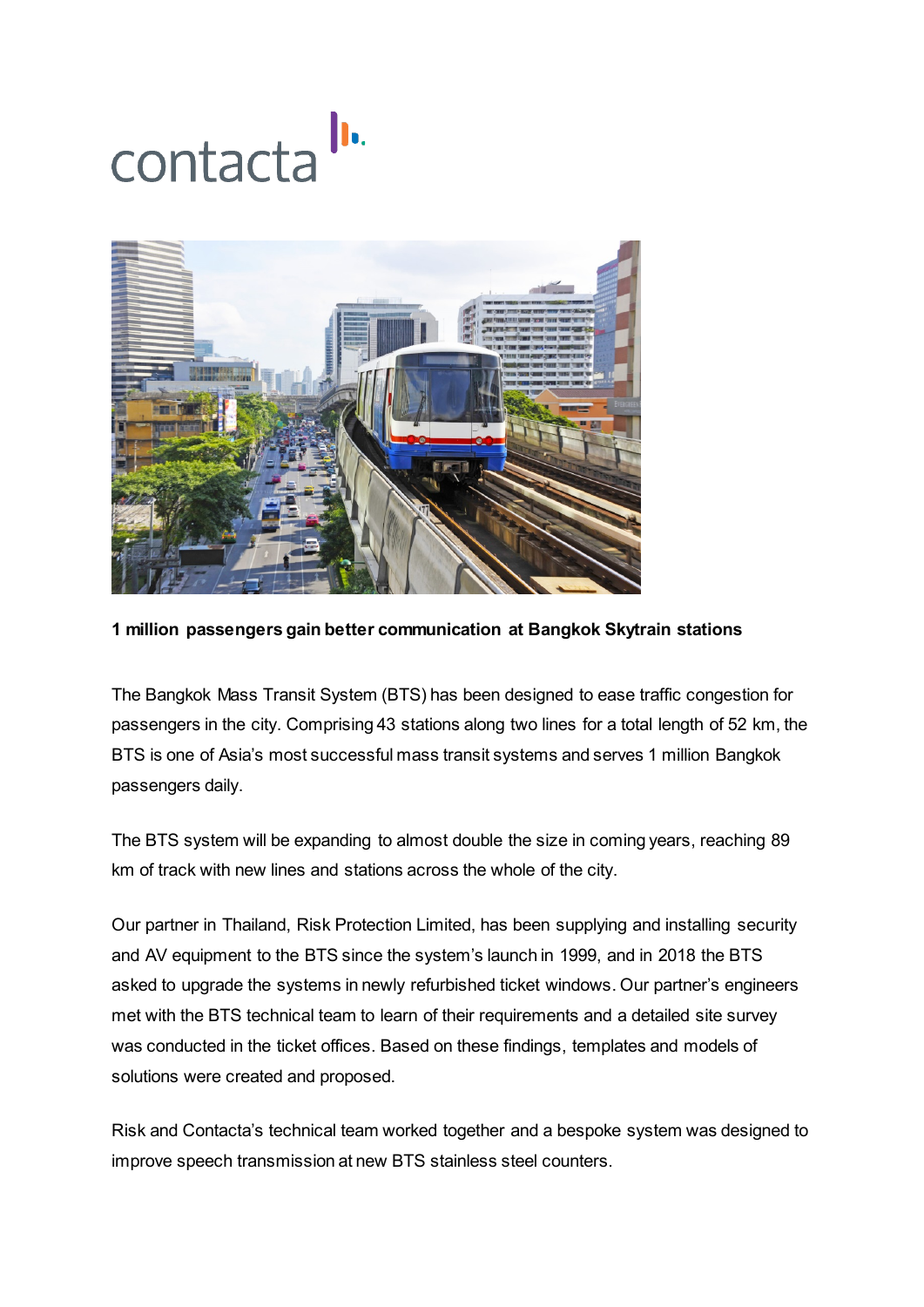contacta

**1 million passengers gain better communication at Bangkok Skytrain stations**

The Bangkok Mass Transit System (BTS) has been designed to ease traffic congestion for passengers in the city. Comprising 43 stations along two lines for a total length of 52 km, the BTS is one of Asia's most successful mass transit systems and serves 1 million Bangkok passengers daily.

The BTS system will be expanding to almost double the size in coming years, reaching 89 km of track with new lines and stations across the whole of the city.

Our partner in Thailand, Risk Protection Limited, has been supplying and installing security and AV equipment to the BTS since the system's launch in 1999, and in 2018 the BTS asked to upgrade the systems in newly refurbished ticket windows. Our partner's engineers met with the BTS technical team to learn of their requirements and a detailed site survey was conducted in the ticket offices. Based on these findings, templates and models of solutions were created and proposed.

Risk and Contacta's technical team worked together and a bespoke system was designed to improve speech transmission at new BTS stainless steel counters.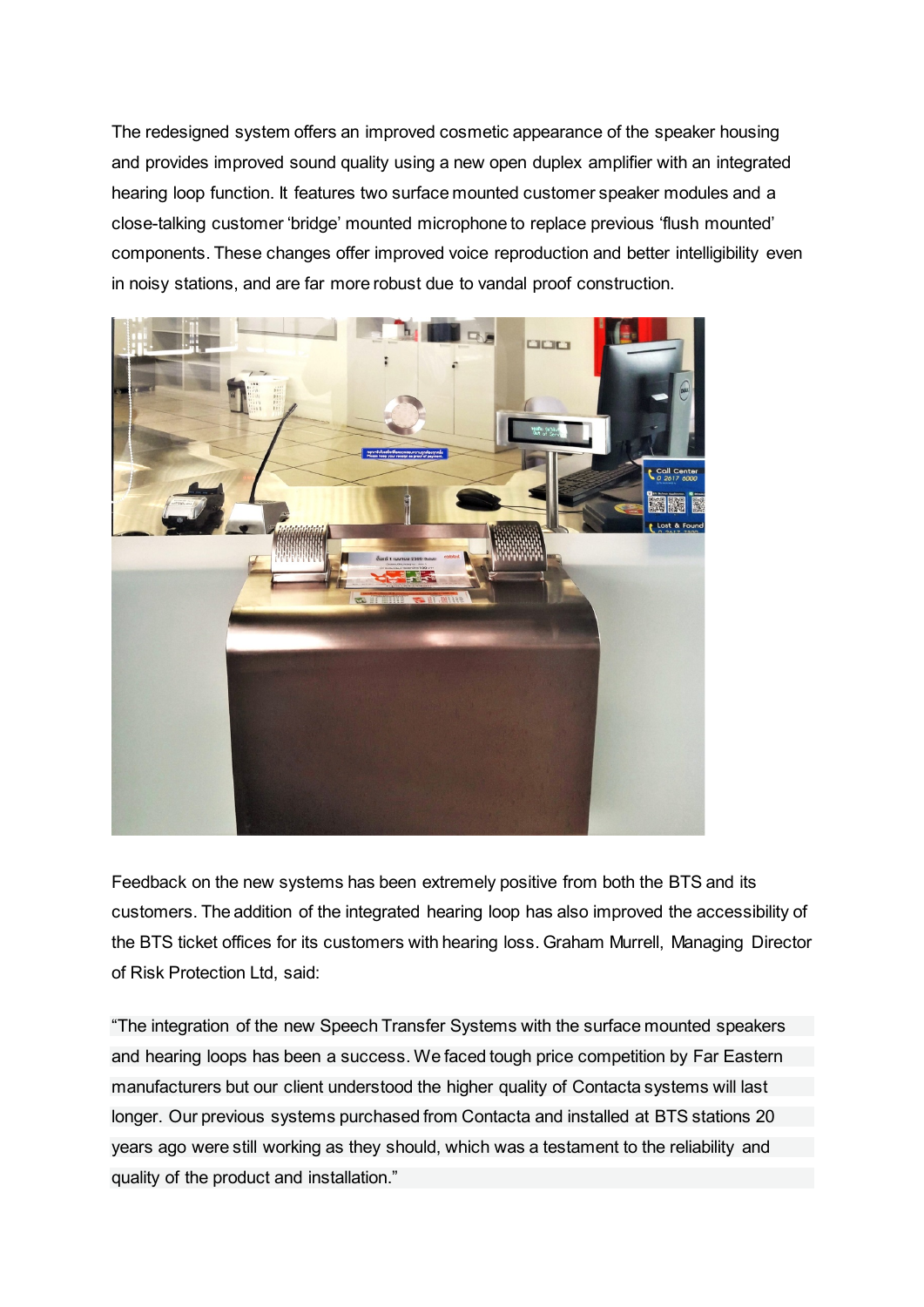The redesigned system offers an improved cosmetic appearance of the speaker housing and provides improved sound quality using a new open duplex amplifier with an integrated hearing loop function. It features two surface mounted customer speaker modules and a close-talking customer 'bridge' mounted microphone to replace previous 'flush mounted' components. These changes offer improved voice reproduction and better intelligibility even in noisy stations, and are far more robust due to vandal proof construction.

Feedback on the new systems has been extremely positive from both the BTS and its customers. The addition of the integrated hearing loop has also improved the accessibility of the BTS ticket offices for its customers with hearing loss. Graham Murrell, Managing Director of Risk Protection Ltd, said:

"The integration of the new Speech Transfer Systems with the surface mounted speakers and hearing loops has been a success. We faced tough price competition by Far Eastern manufacturers but our client understood the higher quality of Contacta systems will last longer. Our previous systems purchased from Contacta and installed at BTS stations 20 years ago were still working as they should, which was a testament to the reliability and quality of the product and installation."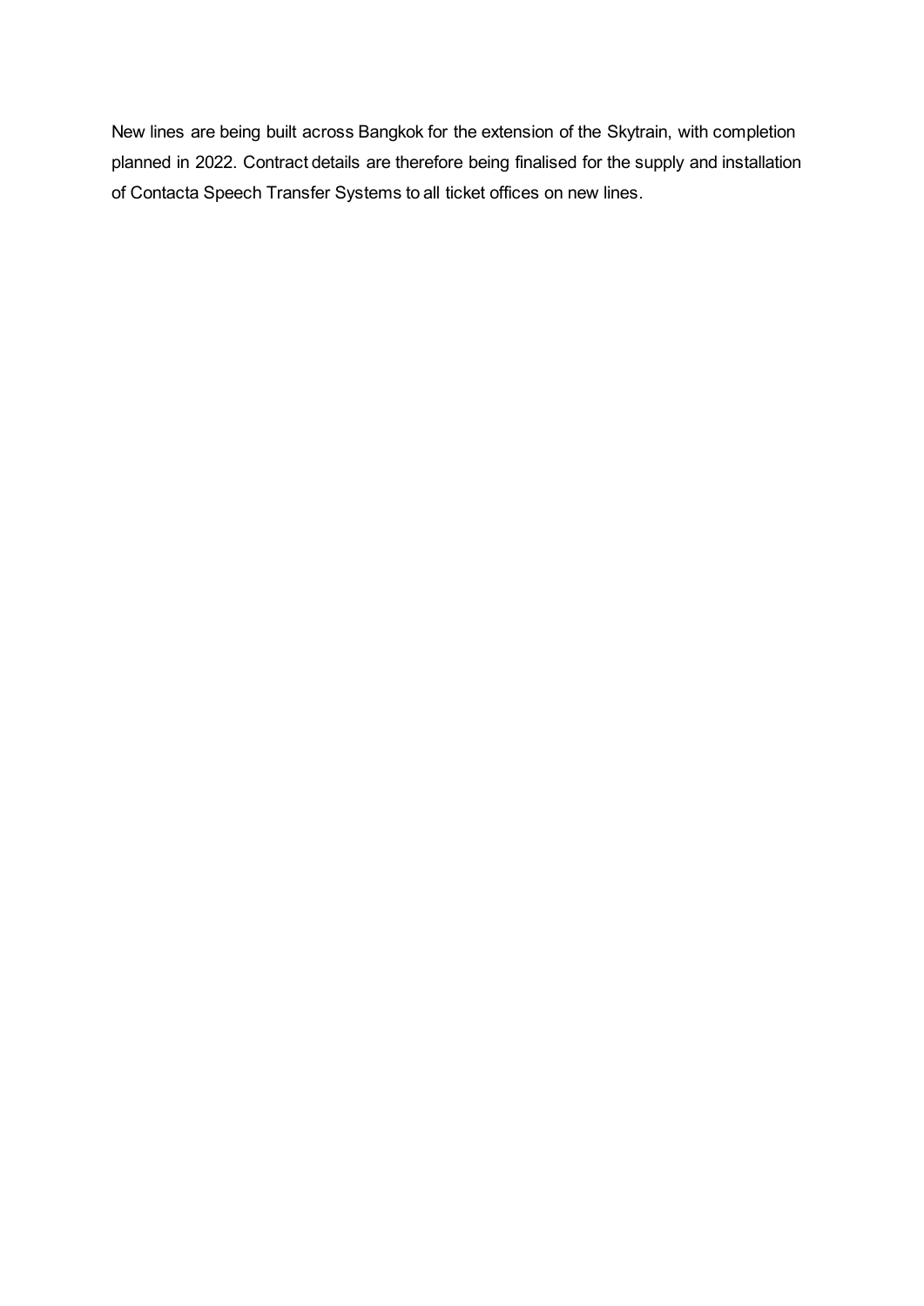New lines are being built across Bangkok for the extension of the Skytrain, with completion planned in 2022. Contract details are therefore being finalised for the supply and installation of Contacta Speech Transfer Systems to all ticket offices on new lines.